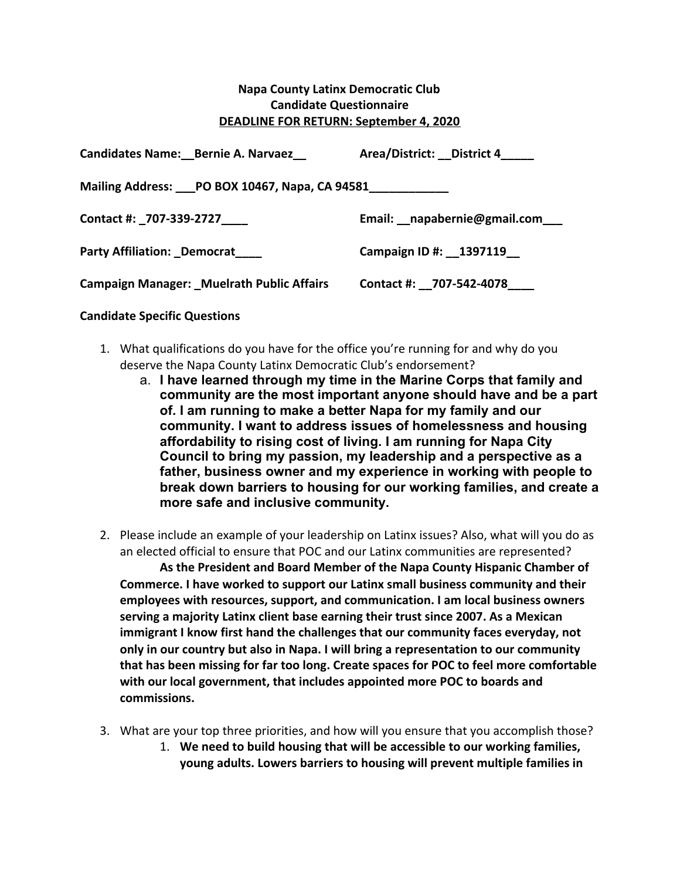**Napa County Latinx Democratic Club**
**Candidate Questionnaire**
**DEADLINE FOR RETURN: September 4, 2020**

**Candidates Name:__Bernie A. Narvaez__** **Area/District: __District 4_____**

**Mailing Address: ___PO BOX 10467, Napa, CA 94581____________**

**Contact #: _707-339-2727____** **Email: __napabernie@gmail.com___**

**Party Affiliation: _Democrat____** **Campaign ID #: __1397119__**

**Campaign Manager: _Muelrath Public Affairs** **Contact #: __707-542-4078____**

**Candidate Specific Questions**

1. What qualifications do you have for the office you're running for and why do you deserve the Napa County Latinx Democratic Club's endorsement?
   a. **I have learned through my time in the Marine Corps that family and community are the most important anyone should have and be a part of. I am running to make a better Napa for my family and our community. I want to address issues of homelessness and housing affordability to rising cost of living. I am running for Napa City Council to bring my passion, my leadership and a perspective as a father, business owner and my experience in working with people to break down barriers to housing for our working families, and create a more safe and inclusive community.**

2. Please include an example of your leadership on Latinx issues? Also, what will you do as an elected official to ensure that POC and our Latinx communities are represented?
   **As the President and Board Member of the Napa County Hispanic Chamber of Commerce. I have worked to support our Latinx small business community and their employees with resources, support, and communication. I am local business owners serving a majority Latinx client base earning their trust since 2007. As a Mexican immigrant I know first hand the challenges that our community faces everyday, not only in our country but also in Napa. I will bring a representation to our community that has been missing for far too long. Create spaces for POC to feel more comfortable with our local government, that includes appointed more POC to boards and commissions.**

3. What are your top three priorities, and how will you ensure that you accomplish those?
   1. **We need to build housing that will be accessible to our working families, young adults. Lowers barriers to housing will prevent multiple families in**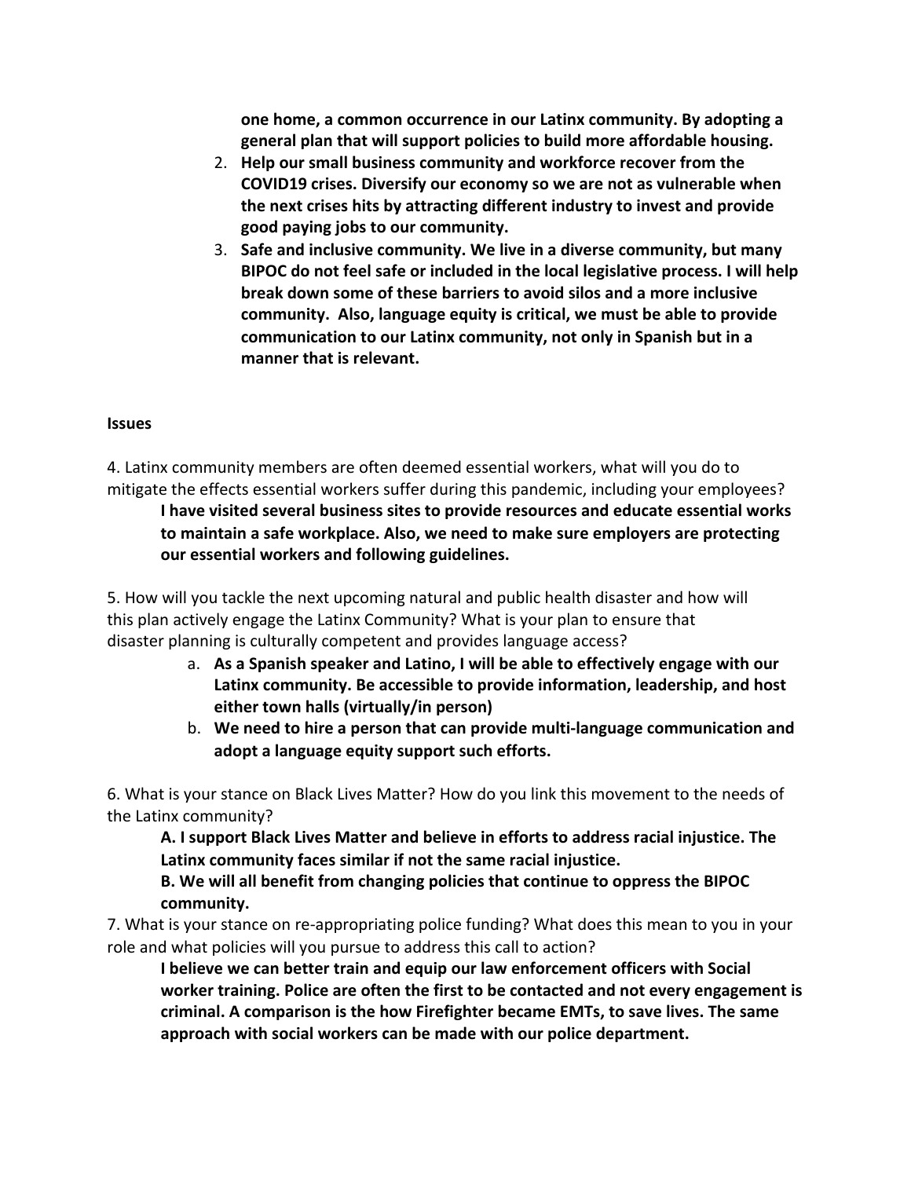**one home, a common occurrence in our Latinx community. By adopting a general plan that will support policies to build more affordable housing.**

2. **Help our small business community and workforce recover from the COVID19 crises. Diversify our economy so we are not as vulnerable when the next crises hits by attracting different industry to invest and provide good paying jobs to our community.**
3. **Safe and inclusive community. We live in a diverse community, but many BIPOC do not feel safe or included in the local legislative process. I will help break down some of these barriers to avoid silos and a more inclusive community. Also, language equity is critical, we must be able to provide communication to our Latinx community, not only in Spanish but in a manner that is relevant.**

**Issues**

4. Latinx community members are often deemed essential workers, what will you do to mitigate the effects essential workers suffer during this pandemic, including your employees?

**I have visited several business sites to provide resources and educate essential works to maintain a safe workplace. Also, we need to make sure employers are protecting our essential workers and following guidelines.**

5. How will you tackle the next upcoming natural and public health disaster and how will this plan actively engage the Latinx Community? What is your plan to ensure that disaster planning is culturally competent and provides language access?

   a. **As a Spanish speaker and Latino, I will be able to effectively engage with our Latinx community. Be accessible to provide information, leadership, and host either town halls (virtually/in person)**
   b. **We need to hire a person that can provide multi-language communication and adopt a language equity support such efforts.**

6. What is your stance on Black Lives Matter? How do you link this movement to the needs of the Latinx community?

**A. I support Black Lives Matter and believe in efforts to address racial injustice. The Latinx community faces similar if not the same racial injustice.**

**B. We will all benefit from changing policies that continue to oppress the BIPOC community.**

7. What is your stance on re-appropriating police funding? What does this mean to you in your role and what policies will you pursue to address this call to action?

**I believe we can better train and equip our law enforcement officers with Social worker training. Police are often the first to be contacted and not every engagement is criminal. A comparison is the how Firefighter became EMTs, to save lives. The same approach with social workers can be made with our police department.**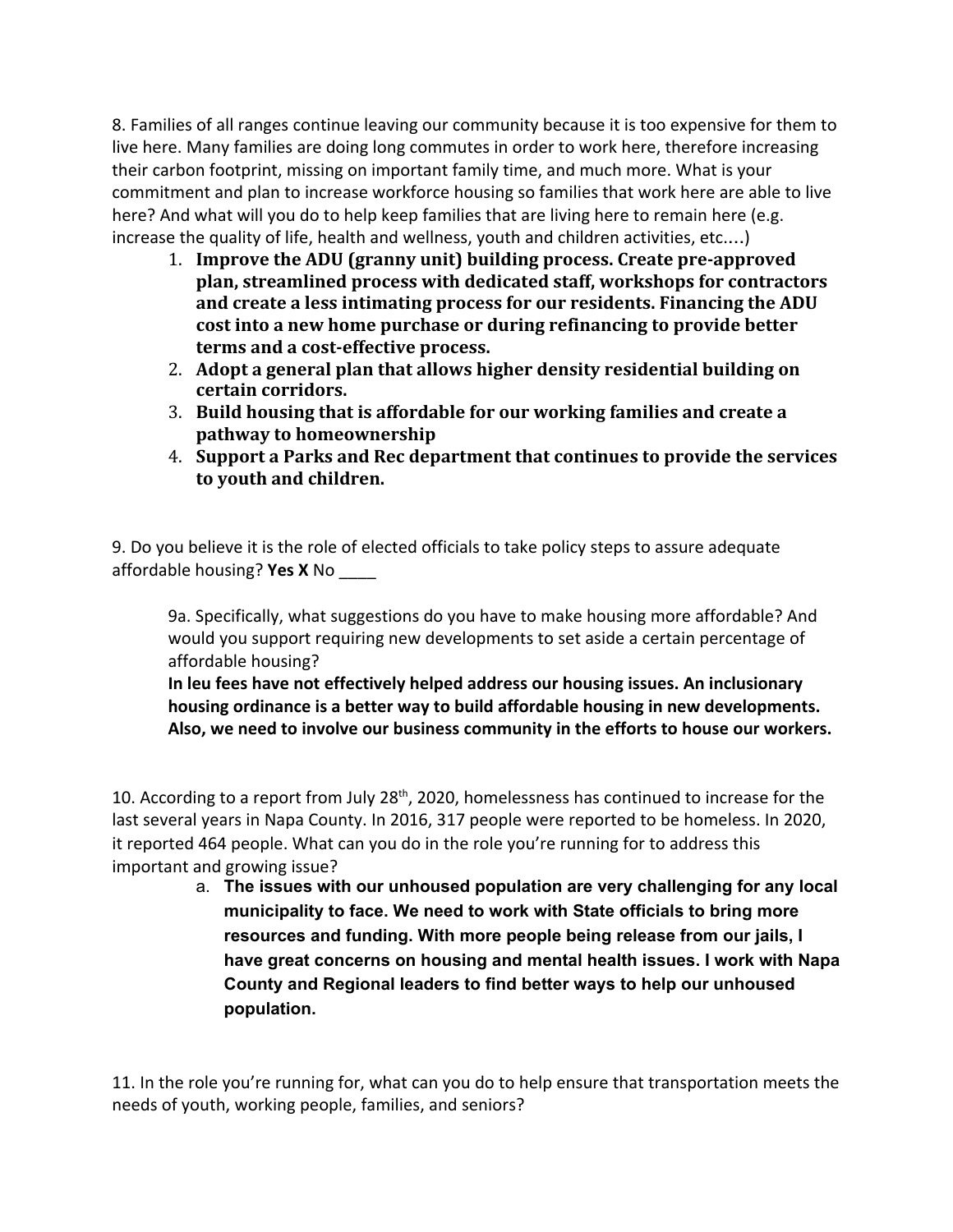8. Families of all ranges continue leaving our community because it is too expensive for them to live here. Many families are doing long commutes in order to work here, therefore increasing their carbon footprint, missing on important family time, and much more. What is your commitment and plan to increase workforce housing so families that work here are able to live here? And what will you do to help keep families that are living here to remain here (e.g. increase the quality of life, health and wellness, youth and children activities, etc.…)

1. **Improve the ADU (granny unit) building process. Create pre-approved plan, streamlined process with dedicated staff, workshops for contractors and create a less intimating process for our residents. Financing the ADU cost into a new home purchase or during refinancing to provide better terms and a cost-effective process.**
2. **Adopt a general plan that allows higher density residential building on certain corridors.**
3. **Build housing that is affordable for our working families and create a pathway to homeownership**
4. **Support a Parks and Rec department that continues to provide the services to youth and children.**

9. Do you believe it is the role of elected officials to take policy steps to assure adequate affordable housing? **Yes X** No ____

> 9a. Specifically, what suggestions do you have to make housing more affordable? And would you support requiring new developments to set aside a certain percentage of affordable housing?
>
> **In leu fees have not effectively helped address our housing issues. An inclusionary housing ordinance is a better way to build affordable housing in new developments. Also, we need to involve our business community in the efforts to house our workers.**

10. According to a report from July 28th, 2020, homelessness has continued to increase for the last several years in Napa County. In 2016, 317 people were reported to be homeless. In 2020, it reported 464 people. What can you do in the role you're running for to address this important and growing issue?

a. **The issues with our unhoused population are very challenging for any local municipality to face. We need to work with State officials to bring more resources and funding. With more people being release from our jails, I have great concerns on housing and mental health issues. I work with Napa County and Regional leaders to find better ways to help our unhoused population.**

11. In the role you're running for, what can you do to help ensure that transportation meets the needs of youth, working people, families, and seniors?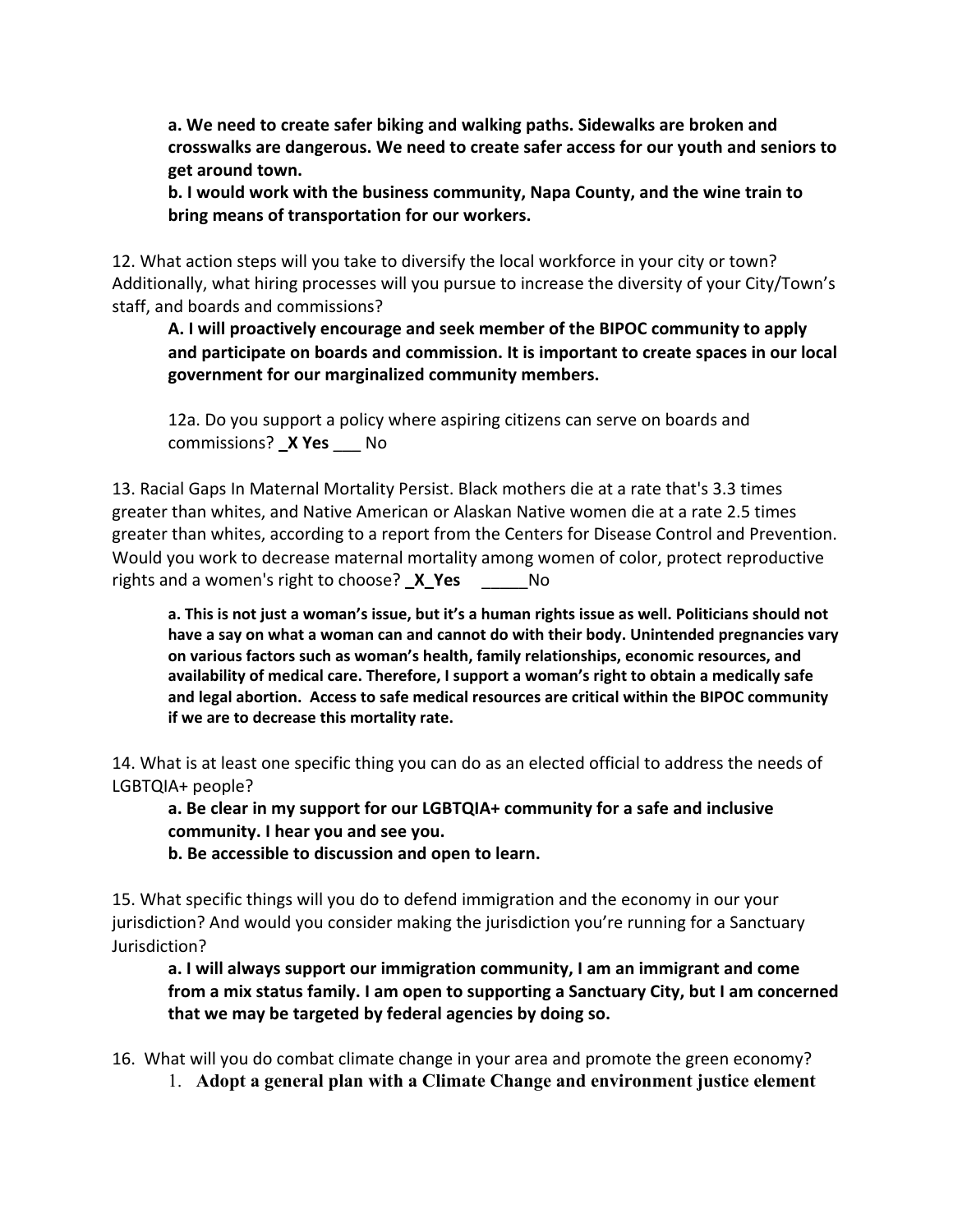**a. We need to create safer biking and walking paths. Sidewalks are broken and crosswalks are dangerous. We need to create safer access for our youth and seniors to get around town.**

**b. I would work with the business community, Napa County, and the wine train to bring means of transportation for our workers.**

12. What action steps will you take to diversify the local workforce in your city or town? Additionally, what hiring processes will you pursue to increase the diversity of your City/Town's staff, and boards and commissions?

**A. I will proactively encourage and seek member of the BIPOC community to apply and participate on boards and commission. It is important to create spaces in our local government for our marginalized community members.**

12a. Do you support a policy where aspiring citizens can serve on boards and commissions? **_X Yes** ___ No

13. Racial Gaps In Maternal Mortality Persist. Black mothers die at a rate that's 3.3 times greater than whites, and Native American or Alaskan Native women die at a rate 2.5 times greater than whites, according to a report from the Centers for Disease Control and Prevention. Would you work to decrease maternal mortality among women of color, protect reproductive rights and a women's right to choose? **_X_Yes** _____No

**a. This is not just a woman's issue, but it's a human rights issue as well. Politicians should not have a say on what a woman can and cannot do with their body. Unintended pregnancies vary on various factors such as woman's health, family relationships, economic resources, and availability of medical care. Therefore, I support a woman's right to obtain a medically safe and legal abortion. Access to safe medical resources are critical within the BIPOC community if we are to decrease this mortality rate.**

14. What is at least one specific thing you can do as an elected official to address the needs of LGBTQIA+ people?

**a. Be clear in my support for our LGBTQIA+ community for a safe and inclusive community. I hear you and see you.**

**b. Be accessible to discussion and open to learn.**

15. What specific things will you do to defend immigration and the economy in our your jurisdiction? And would you consider making the jurisdiction you're running for a Sanctuary Jurisdiction?

**a. I will always support our immigration community, I am an immigrant and come from a mix status family. I am open to supporting a Sanctuary City, but I am concerned that we may be targeted by federal agencies by doing so.**

16. What will you do combat climate change in your area and promote the green economy?

1. **Adopt a general plan with a Climate Change and environment justice element**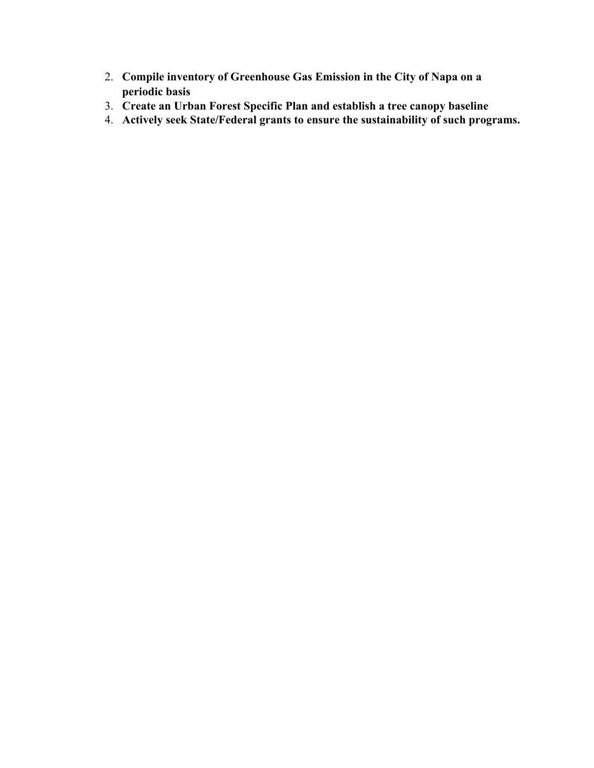2. **Compile inventory of Greenhouse Gas Emission in the City of Napa on a periodic basis**
3. **Create an Urban Forest Specific Plan and establish a tree canopy baseline**
4. **Actively seek State/Federal grants to ensure the sustainability of such programs.**